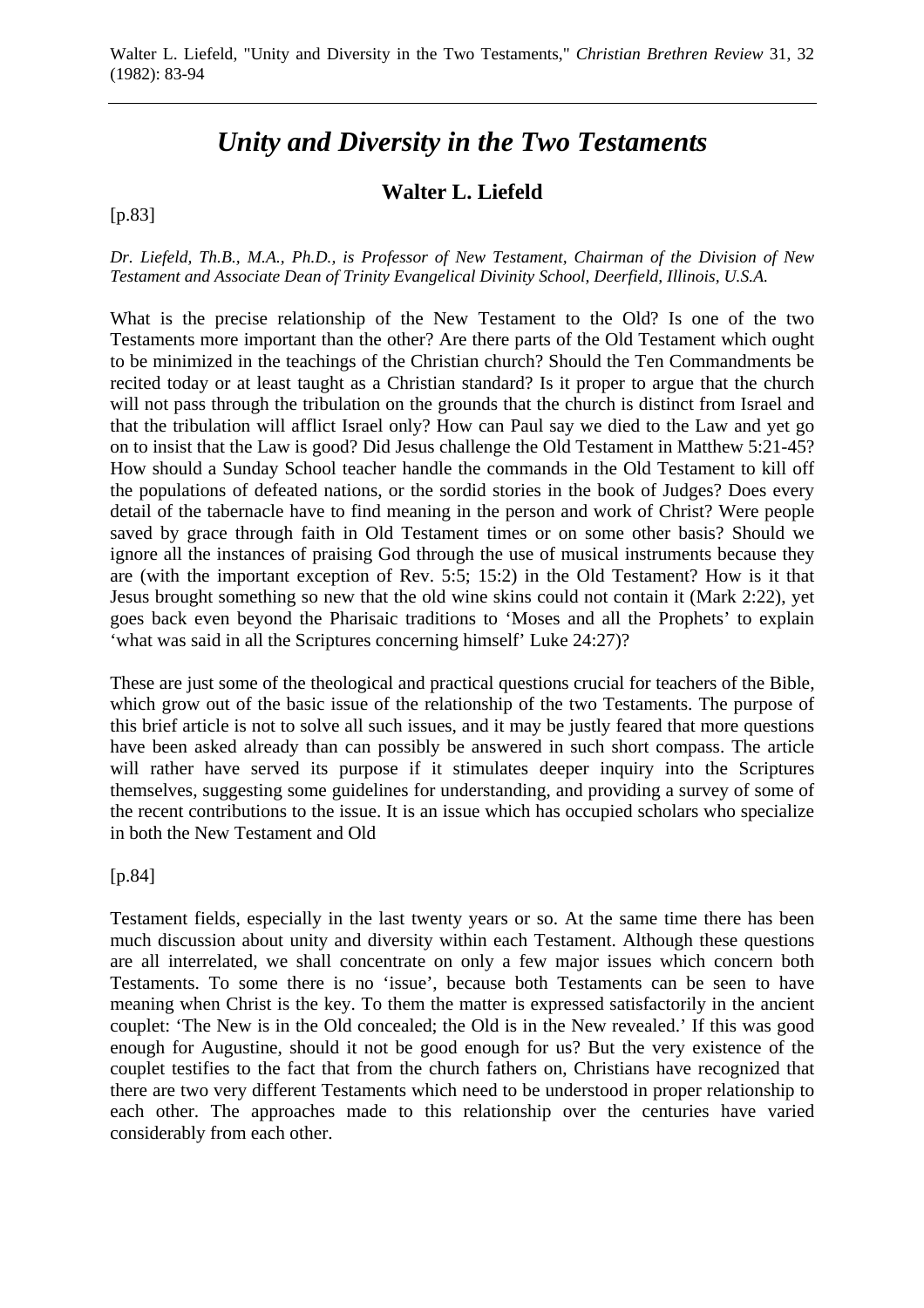Walter L. Liefeld, "Unity and Diversity in the Two Testaments," *Christian Brethren Review* 31, 32 (1982): 83-94

# *Unity and Diversity in the Two Testaments*

## Walter L. Liefeld

[p.83]

*Dr. Liefeld, Th.B., M.A., Ph.D., is Professor of New Testament, Chairman of the Division of New Testament and Associate Dean of Trinity Evangelical Divinity School, Deerfield, Illinois, U.S.A.*

What is the precise relationship of the New Testament to the Old? Is one of the two Testaments more important than the other? Are there parts of the Old Testament which ought to be minimized in the teachings of the Christian church? Should the Ten Commandments be recited today or at least taught as a Christian standard? Is it proper to argue that the church will not pass through the tribulation on the grounds that the church is distinct from Israel and that the tribulation will afflict Israel only? How can Paul say we died to the Law and yet go on to insist that the Law is good? Did Jesus challenge the Old Testament in Matthew 5:21-45? How should a Sunday School teacher handle the commands in the Old Testament to kill off the populations of defeated nations, or the sordid stories in the book of Judges? Does every detail of the tabernacle have to find meaning in the person and work of Christ? Were people saved by grace through faith in Old Testament times or on some other basis? Should we ignore all the instances of praising God through the use of musical instruments because they are (with the important exception of Rev. 5:5; 15:2) in the Old Testament? How is it that Jesus brought something so new that the old wine skins could not contain it (Mark 2:22), yet goes back even beyond the Pharisaic traditions to 'Moses and all the Prophets' to explain 'what was said in all the Scriptures concerning himself' Luke 24:27)?

These are just some of the theological and practical questions crucial for teachers of the Bible, which grow out of the basic issue of the relationship of the two Testaments. The purpose of this brief article is not to solve all such issues, and it may be justly feared that more questions have been asked already than can possibly be answered in such short compass. The article will rather have served its purpose if it stimulates deeper inquiry into the Scriptures themselves, suggesting some guidelines for understanding, and providing a survey of some of the recent contributions to the issue. It is an issue which has occupied scholars who specialize in both the New Testament and Old

[p.84]

Testament fields, especially in the last twenty years or so. At the same time there has been much discussion about unity and diversity within each Testament. Although these questions are all interrelated, we shall concentrate on only a few major issues which concern both Testaments. To some there is no 'issue', because both Testaments can be seen to have meaning when Christ is the key. To them the matter is expressed satisfactorily in the ancient couplet: 'The New is in the Old concealed; the Old is in the New revealed.' If this was good enough for Augustine, should it not be good enough for us? But the very existence of the couplet testifies to the fact that from the church fathers on, Christians have recognized that there are two very different Testaments which need to be understood in proper relationship to each other. The approaches made to this relationship over the centuries have varied considerably from each other.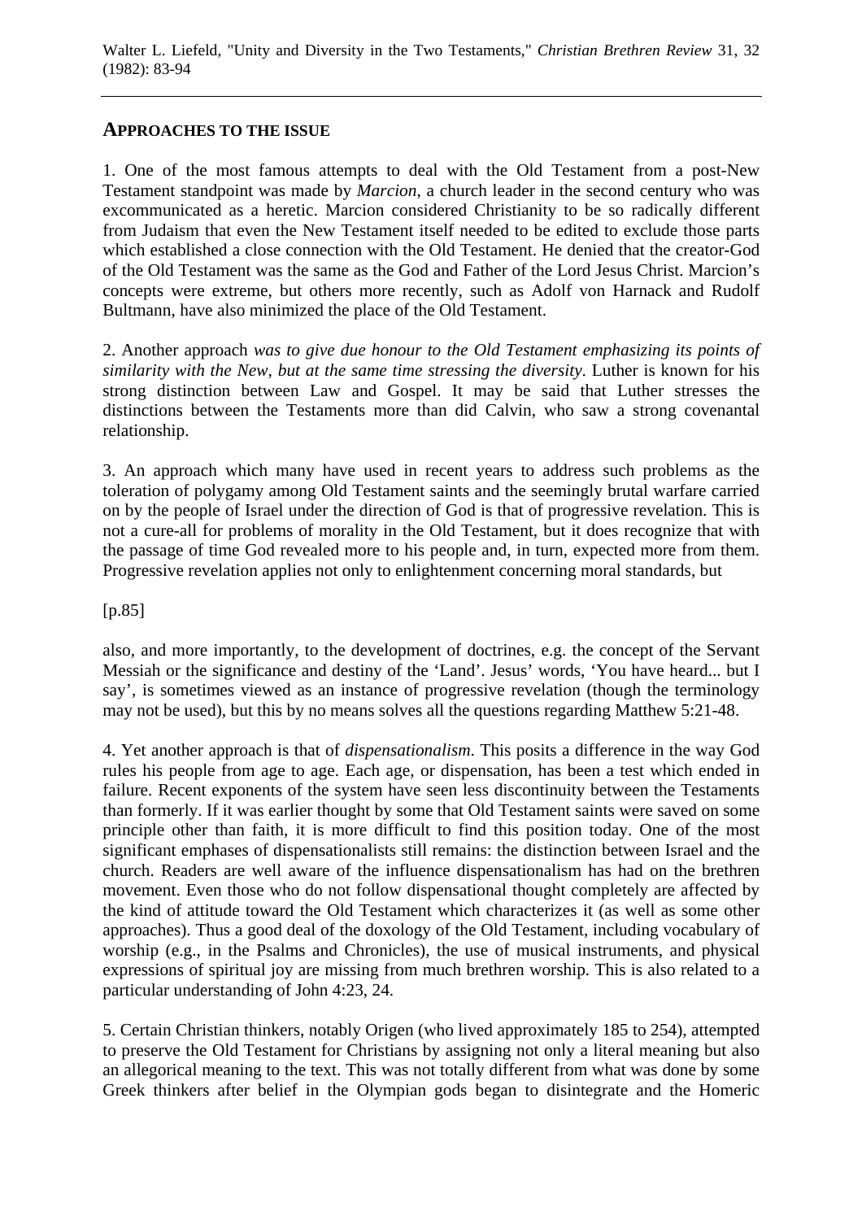## APPROACHES TO THE ISSUE

1. One of the most famous attempts to deal with the Old Testament from a post-New Testament standpoint was made by *Marcion*, a church leader in the second century who was excommunicated as a heretic. Marcion considered Christianity to be so radically different from Judaism that even the New Testament itself needed to be edited to exclude those parts which established a close connection with the Old Testament. He denied that the creator-God of the Old Testament was the same as the God and Father of the Lord Jesus Christ. Marcion's concepts were extreme, but others more recently, such as Adolf von Harnack and Rudolf Bultmann, have also minimized the place of the Old Testament.

2. Another approach *was to give due honour to the Old Testament emphasizing its points of similarity with the New, but at the same time stressing the diversity*. Luther is known for his strong distinction between Law and Gospel. It may be said that Luther stresses the distinctions between the Testaments more than did Calvin, who saw a strong covenantal relationship.

3. An approach which many have used in recent years to address such problems as the toleration of polygamy among Old Testament saints and the seemingly brutal warfare carried on by the people of Israel under the direction of God is that of progressive revelation. This is not a cure-all for problems of morality in the Old Testament, but it does recognize that with the passage of time God revealed more to his people and, in turn, expected more from them. Progressive revelation applies not only to enlightenment concerning moral standards, but

[p.85]

also, and more importantly, to the development of doctrines, e.g. the concept of the Servant Messiah or the significance and destiny of the 'Land'. Jesus' words, 'You have heard... but I say', is sometimes viewed as an instance of progressive revelation (though the terminology may not be used), but this by no means solves all the questions regarding Matthew 5:21-48.

4. Yet another approach is that of *dispensationalism*. This posits a difference in the way God rules his people from age to age. Each age, or dispensation, has been a test which ended in failure. Recent exponents of the system have seen less discontinuity between the Testaments than formerly. If it was earlier thought by some that Old Testament saints were saved on some principle other than faith, it is more difficult to find this position today. One of the most significant emphases of dispensationalists still remains: the distinction between Israel and the church. Readers are well aware of the influence dispensationalism has had on the brethren movement. Even those who do not follow dispensational thought completely are affected by the kind of attitude toward the Old Testament which characterizes it (as well as some other approaches). Thus a good deal of the doxology of the Old Testament, including vocabulary of worship (e.g., in the Psalms and Chronicles), the use of musical instruments, and physical expressions of spiritual joy are missing from much brethren worship. This is also related to a particular understanding of John 4:23, 24.

5. Certain Christian thinkers, notably Origen (who lived approximately 185 to 254), attempted to preserve the Old Testament for Christians by assigning not only a literal meaning but also an allegorical meaning to the text. This was not totally different from what was done by some Greek thinkers after belief in the Olympian gods began to disintegrate and the Homeric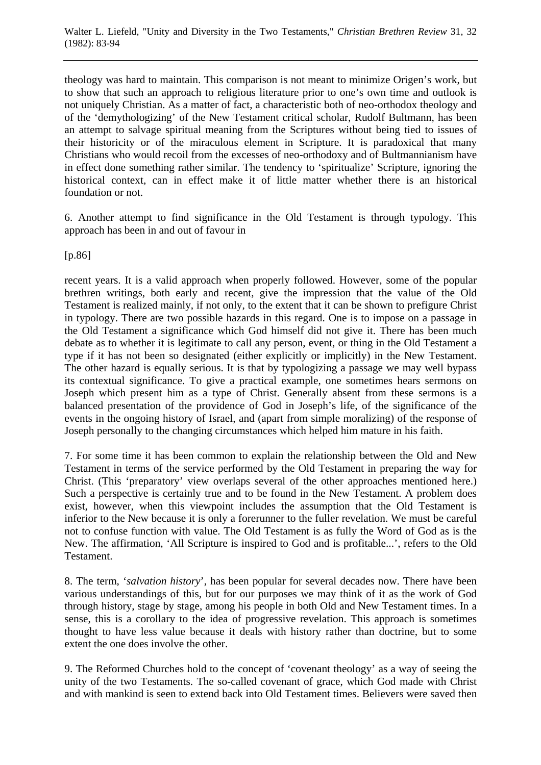theology was hard to maintain. This comparison is not meant to minimize Origen's work, but to show that such an approach to religious literature prior to one's own time and outlook is not uniquely Christian. As a matter of fact, a characteristic both of neo-orthodox theology and of the 'demythologizing' of the New Testament critical scholar, Rudolf Bultmann, has been an attempt to salvage spiritual meaning from the Scriptures without being tied to issues of their historicity or of the miraculous element in Scripture. It is paradoxical that many Christians who would recoil from the excesses of neo-orthodoxy and of Bultmannianism have in effect done something rather similar. The tendency to 'spiritualize' Scripture, ignoring the historical context, can in effect make it of little matter whether there is an historical foundation or not.

6. Another attempt to find significance in the Old Testament is through typology. This approach has been in and out of favour in

[p.86]

recent years. It is a valid approach when properly followed. However, some of the popular brethren writings, both early and recent, give the impression that the value of the Old Testament is realized mainly, if not only, to the extent that it can be shown to prefigure Christ in typology. There are two possible hazards in this regard. One is to impose on a passage in the Old Testament a significance which God himself did not give it. There has been much debate as to whether it is legitimate to call any person, event, or thing in the Old Testament a type if it has not been so designated (either explicitly or implicitly) in the New Testament. The other hazard is equally serious. It is that by typologizing a passage we may well bypass its contextual significance. To give a practical example, one sometimes hears sermons on Joseph which present him as a type of Christ. Generally absent from these sermons is a balanced presentation of the providence of God in Joseph's life, of the significance of the events in the ongoing history of Israel, and (apart from simple moralizing) of the response of Joseph personally to the changing circumstances which helped him mature in his faith.

7. For some time it has been common to explain the relationship between the Old and New Testament in terms of the service performed by the Old Testament in preparing the way for Christ. (This 'preparatory' view overlaps several of the other approaches mentioned here.) Such a perspective is certainly true and to be found in the New Testament. A problem does exist, however, when this viewpoint includes the assumption that the Old Testament is inferior to the New because it is only a forerunner to the fuller revelation. We must be careful not to confuse function with value. The Old Testament is as fully the Word of God as is the New. The affirmation, 'All Scripture is inspired to God and is profitable...', refers to the Old Testament.

8. The term, '*salvation history*', has been popular for several decades now. There have been various understandings of this, but for our purposes we may think of it as the work of God through history, stage by stage, among his people in both Old and New Testament times. In a sense, this is a corollary to the idea of progressive revelation. This approach is sometimes thought to have less value because it deals with history rather than doctrine, but to some extent the one does involve the other.

9. The Reformed Churches hold to the concept of 'covenant theology' as a way of seeing the unity of the two Testaments. The so-called covenant of grace, which God made with Christ and with mankind is seen to extend back into Old Testament times. Believers were saved then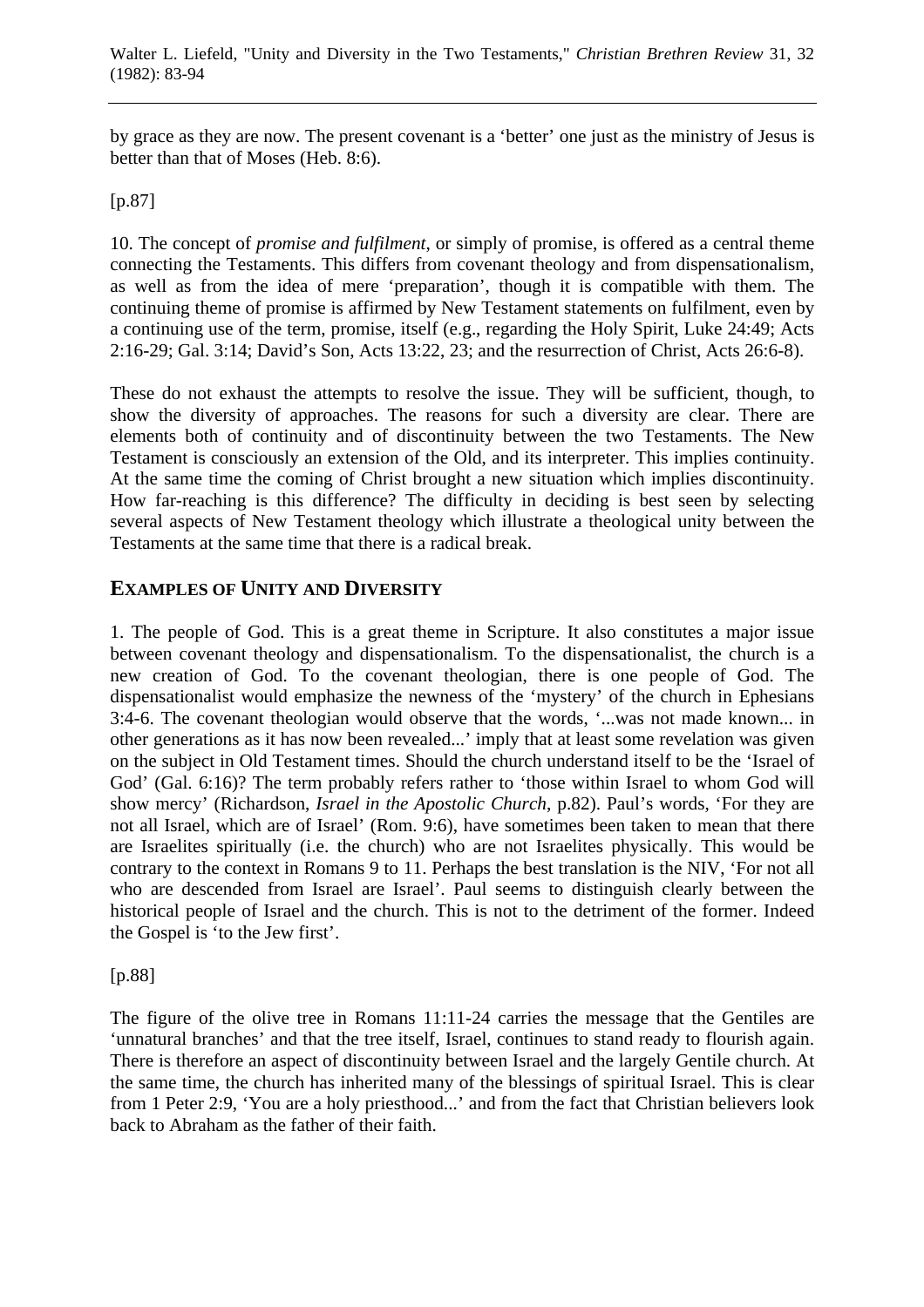by grace as they are now. The present covenant is a 'better' one just as the ministry of Jesus is better than that of Moses (Heb. 8:6).

[p.87]

10. The concept of *promise and fulfilment*, or simply of promise, is offered as a central theme connecting the Testaments. This differs from covenant theology and from dispensationalism, as well as from the idea of mere 'preparation', though it is compatible with them. The continuing theme of promise is affirmed by New Testament statements on fulfilment, even by a continuing use of the term, promise, itself (e.g., regarding the Holy Spirit, Luke 24:49; Acts 2:16-29; Gal. 3:14; David's Son, Acts 13:22, 23; and the resurrection of Christ, Acts 26:6-8).

These do not exhaust the attempts to resolve the issue. They will be sufficient, though, to show the diversity of approaches. The reasons for such a diversity are clear. There are elements both of continuity and of discontinuity between the two Testaments. The New Testament is consciously an extension of the Old, and its interpreter. This implies continuity. At the same time the coming of Christ brought a new situation which implies discontinuity. How far-reaching is this difference? The difficulty in deciding is best seen by selecting several aspects of New Testament theology which illustrate a theological unity between the Testaments at the same time that there is a radical break.

## EXAMPLES OF UNITY AND DIVERSITY

1. The people of God. This is a great theme in Scripture. It also constitutes a major issue between covenant theology and dispensationalism. To the dispensationalist, the church is a new creation of God. To the covenant theologian, there is one people of God. The dispensationalist would emphasize the newness of the 'mystery' of the church in Ephesians 3:4-6. The covenant theologian would observe that the words, '...was not made known... in other generations as it has now been revealed...' imply that at least some revelation was given on the subject in Old Testament times. Should the church understand itself to be the 'Israel of God' (Gal. 6:16)? The term probably refers rather to 'those within Israel to whom God will show mercy' (Richardson, *Israel in the Apostolic Church*, p.82). Paul's words, 'For they are not all Israel, which are of Israel' (Rom. 9:6), have sometimes been taken to mean that there are Israelites spiritually (i.e. the church) who are not Israelites physically. This would be contrary to the context in Romans 9 to 11. Perhaps the best translation is the NIV, 'For not all who are descended from Israel are Israel'. Paul seems to distinguish clearly between the historical people of Israel and the church. This is not to the detriment of the former. Indeed the Gospel is 'to the Jew first'.

[p.88]

The figure of the olive tree in Romans 11:11-24 carries the message that the Gentiles are 'unnatural branches' and that the tree itself, Israel, continues to stand ready to flourish again. There is therefore an aspect of discontinuity between Israel and the largely Gentile church. At the same time, the church has inherited many of the blessings of spiritual Israel. This is clear from 1 Peter 2:9, 'You are a holy priesthood...' and from the fact that Christian believers look back to Abraham as the father of their faith.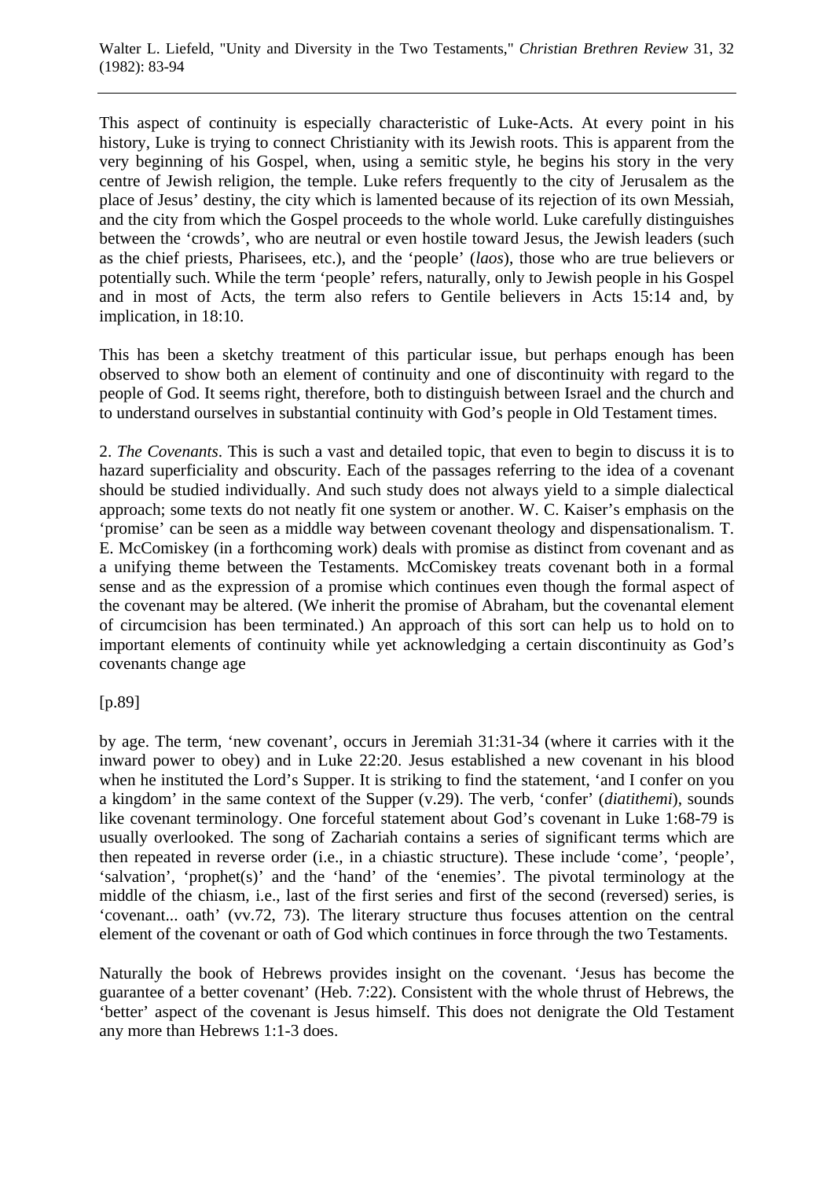This aspect of continuity is especially characteristic of Luke-Acts. At every point in his history, Luke is trying to connect Christianity with its Jewish roots. This is apparent from the very beginning of his Gospel, when, using a semitic style, he begins his story in the very centre of Jewish religion, the temple. Luke refers frequently to the city of Jerusalem as the place of Jesus' destiny, the city which is lamented because of its rejection of its own Messiah, and the city from which the Gospel proceeds to the whole world. Luke carefully distinguishes between the 'crowds', who are neutral or even hostile toward Jesus, the Jewish leaders (such as the chief priests, Pharisees, etc.), and the 'people' (*laos*), those who are true believers or potentially such. While the term 'people' refers, naturally, only to Jewish people in his Gospel and in most of Acts, the term also refers to Gentile believers in Acts 15:14 and, by implication, in 18:10.

This has been a sketchy treatment of this particular issue, but perhaps enough has been observed to show both an element of continuity and one of discontinuity with regard to the people of God. It seems right, therefore, both to distinguish between Israel and the church and to understand ourselves in substantial continuity with God's people in Old Testament times.

2. *The Covenants*. This is such a vast and detailed topic, that even to begin to discuss it is to hazard superficiality and obscurity. Each of the passages referring to the idea of a covenant should be studied individually. And such study does not always yield to a simple dialectical approach; some texts do not neatly fit one system or another. W. C. Kaiser's emphasis on the 'promise' can be seen as a middle way between covenant theology and dispensationalism. T. E. McComiskey (in a forthcoming work) deals with promise as distinct from covenant and as a unifying theme between the Testaments. McComiskey treats covenant both in a formal sense and as the expression of a promise which continues even though the formal aspect of the covenant may be altered. (We inherit the promise of Abraham, but the covenantal element of circumcision has been terminated.) An approach of this sort can help us to hold on to important elements of continuity while yet acknowledging a certain discontinuity as God's covenants change age

[p.89]

by age. The term, 'new covenant', occurs in Jeremiah 31:31-34 (where it carries with it the inward power to obey) and in Luke 22:20. Jesus established a new covenant in his blood when he instituted the Lord's Supper. It is striking to find the statement, 'and I confer on you a kingdom' in the same context of the Supper (v.29). The verb, 'confer' (*diatithemi*), sounds like covenant terminology. One forceful statement about God's covenant in Luke 1:68-79 is usually overlooked. The song of Zachariah contains a series of significant terms which are then repeated in reverse order (i.e., in a chiastic structure). These include 'come', 'people', 'salvation', 'prophet(s)' and the 'hand' of the 'enemies'. The pivotal terminology at the middle of the chiasm, i.e., last of the first series and first of the second (reversed) series, is 'covenant... oath' (vv.72, 73). The literary structure thus focuses attention on the central element of the covenant or oath of God which continues in force through the two Testaments.

Naturally the book of Hebrews provides insight on the covenant. 'Jesus has become the guarantee of a better covenant' (Heb. 7:22). Consistent with the whole thrust of Hebrews, the 'better' aspect of the covenant is Jesus himself. This does not denigrate the Old Testament any more than Hebrews 1:1-3 does.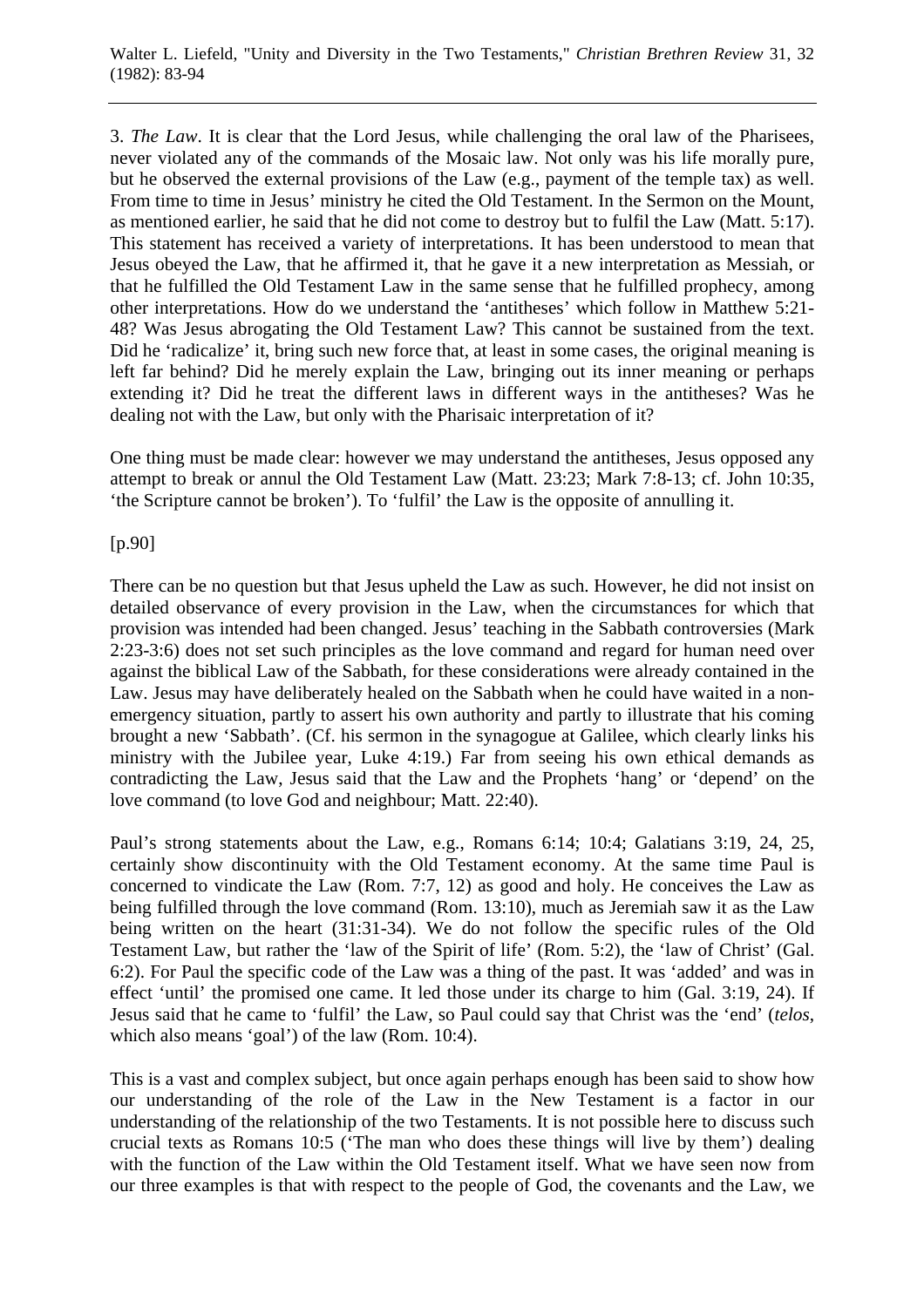3. *The Law*. It is clear that the Lord Jesus, while challenging the oral law of the Pharisees, never violated any of the commands of the Mosaic law. Not only was his life morally pure, but he observed the external provisions of the Law (e.g., payment of the temple tax) as well. From time to time in Jesus' ministry he cited the Old Testament. In the Sermon on the Mount, as mentioned earlier, he said that he did not come to destroy but to fulfil the Law (Matt. 5:17). This statement has received a variety of interpretations. It has been understood to mean that Jesus obeyed the Law, that he affirmed it, that he gave it a new interpretation as Messiah, or that he fulfilled the Old Testament Law in the same sense that he fulfilled prophecy, among other interpretations. How do we understand the 'antitheses' which follow in Matthew 5:21-48? Was Jesus abrogating the Old Testament Law? This cannot be sustained from the text. Did he 'radicalize' it, bring such new force that, at least in some cases, the original meaning is left far behind? Did he merely explain the Law, bringing out its inner meaning or perhaps extending it? Did he treat the different laws in different ways in the antitheses? Was he dealing not with the Law, but only with the Pharisaic interpretation of it?

One thing must be made clear: however we may understand the antitheses, Jesus opposed any attempt to break or annul the Old Testament Law (Matt. 23:23; Mark 7:8-13; cf. John 10:35, 'the Scripture cannot be broken'). To 'fulfil' the Law is the opposite of annulling it.

[p.90]

There can be no question but that Jesus upheld the Law as such. However, he did not insist on detailed observance of every provision in the Law, when the circumstances for which that provision was intended had been changed. Jesus' teaching in the Sabbath controversies (Mark 2:23-3:6) does not set such principles as the love command and regard for human need over against the biblical Law of the Sabbath, for these considerations were already contained in the Law. Jesus may have deliberately healed on the Sabbath when he could have waited in a non-emergency situation, partly to assert his own authority and partly to illustrate that his coming brought a new 'Sabbath'. (Cf. his sermon in the synagogue at Galilee, which clearly links his ministry with the Jubilee year, Luke 4:19.) Far from seeing his own ethical demands as contradicting the Law, Jesus said that the Law and the Prophets 'hang' or 'depend' on the love command (to love God and neighbour; Matt. 22:40).

Paul's strong statements about the Law, e.g., Romans 6:14; 10:4; Galatians 3:19, 24, 25, certainly show discontinuity with the Old Testament economy. At the same time Paul is concerned to vindicate the Law (Rom. 7:7, 12) as good and holy. He conceives the Law as being fulfilled through the love command (Rom. 13:10), much as Jeremiah saw it as the Law being written on the heart (31:31-34). We do not follow the specific rules of the Old Testament Law, but rather the 'law of the Spirit of life' (Rom. 5:2), the 'law of Christ' (Gal. 6:2). For Paul the specific code of the Law was a thing of the past. It was 'added' and was in effect 'until' the promised one came. It led those under its charge to him (Gal. 3:19, 24). If Jesus said that he came to 'fulfil' the Law, so Paul could say that Christ was the 'end' (*telos*, which also means 'goal') of the law (Rom. 10:4).

This is a vast and complex subject, but once again perhaps enough has been said to show how our understanding of the role of the Law in the New Testament is a factor in our understanding of the relationship of the two Testaments. It is not possible here to discuss such crucial texts as Romans 10:5 ('The man who does these things will live by them') dealing with the function of the Law within the Old Testament itself. What we have seen now from our three examples is that with respect to the people of God, the covenants and the Law, we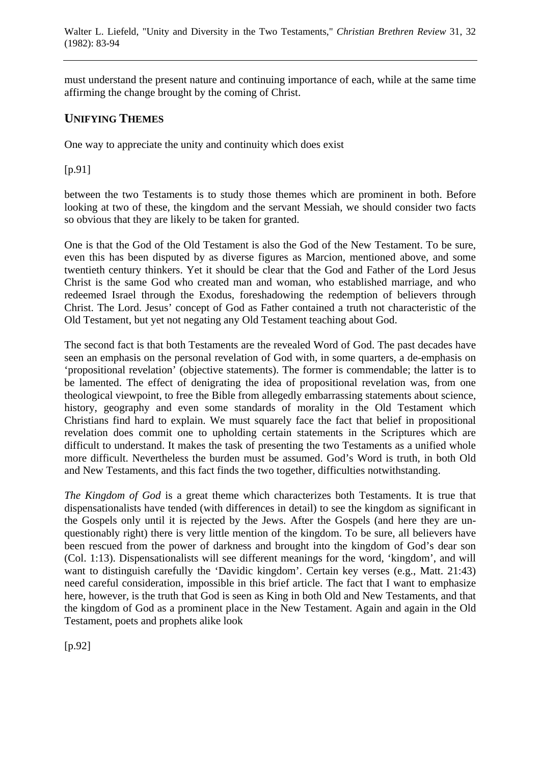must understand the present nature and continuing importance of each, while at the same time affirming the change brought by the coming of Christ.

## UNIFYING THEMES

One way to appreciate the unity and continuity which does exist

[p.91]

between the two Testaments is to study those themes which are prominent in both. Before looking at two of these, the kingdom and the servant Messiah, we should consider two facts so obvious that they are likely to be taken for granted.

One is that the God of the Old Testament is also the God of the New Testament. To be sure, even this has been disputed by as diverse figures as Marcion, mentioned above, and some twentieth century thinkers. Yet it should be clear that the God and Father of the Lord Jesus Christ is the same God who created man and woman, who established marriage, and who redeemed Israel through the Exodus, foreshadowing the redemption of believers through Christ. The Lord. Jesus' concept of God as Father contained a truth not characteristic of the Old Testament, but yet not negating any Old Testament teaching about God.

The second fact is that both Testaments are the revealed Word of God. The past decades have seen an emphasis on the personal revelation of God with, in some quarters, a de-emphasis on 'propositional revelation' (objective statements). The former is commendable; the latter is to be lamented. The effect of denigrating the idea of propositional revelation was, from one theological viewpoint, to free the Bible from allegedly embarrassing statements about science, history, geography and even some standards of morality in the Old Testament which Christians find hard to explain. We must squarely face the fact that belief in propositional revelation does commit one to upholding certain statements in the Scriptures which are difficult to understand. It makes the task of presenting the two Testaments as a unified whole more difficult. Nevertheless the burden must be assumed. God's Word is truth, in both Old and New Testaments, and this fact finds the two together, difficulties notwithstanding.

*The Kingdom of God* is a great theme which characterizes both Testaments. It is true that dispensationalists have tended (with differences in detail) to see the kingdom as significant in the Gospels only until it is rejected by the Jews. After the Gospels (and here they are unquestionably right) there is very little mention of the kingdom. To be sure, all believers have been rescued from the power of darkness and brought into the kingdom of God's dear son (Col. 1:13). Dispensationalists will see different meanings for the word, 'kingdom', and will want to distinguish carefully the 'Davidic kingdom'. Certain key verses (e.g., Matt. 21:43) need careful consideration, impossible in this brief article. The fact that I want to emphasize here, however, is the truth that God is seen as King in both Old and New Testaments, and that the kingdom of God as a prominent place in the New Testament. Again and again in the Old Testament, poets and prophets alike look

[p.92]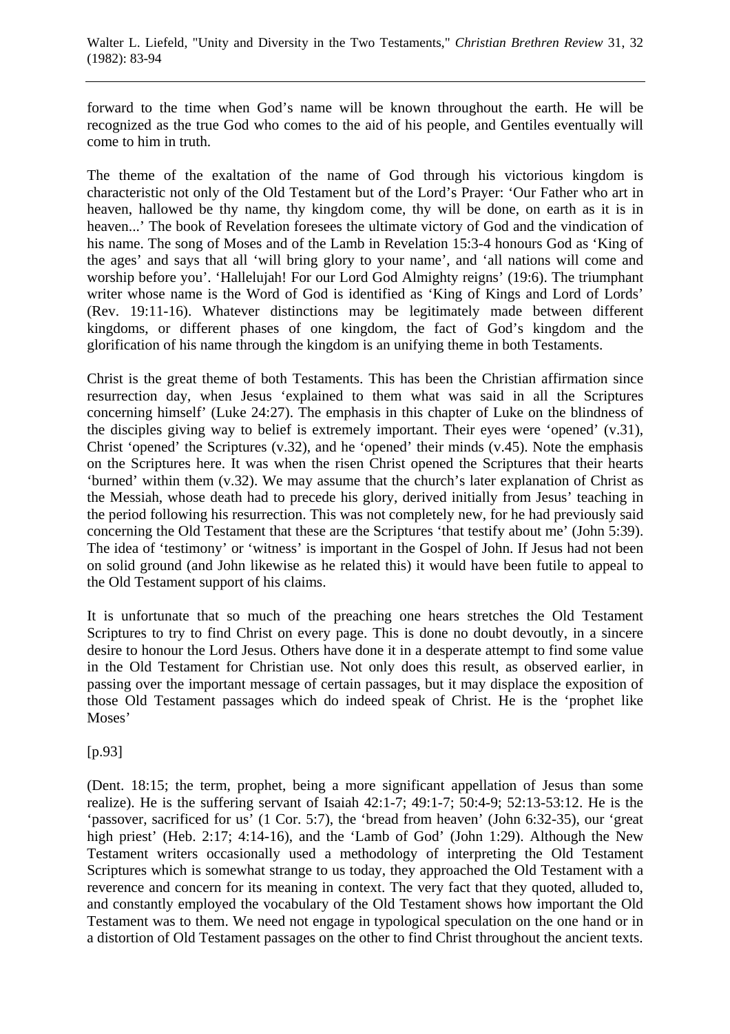forward to the time when God's name will be known throughout the earth. He will be recognized as the true God who comes to the aid of his people, and Gentiles eventually will come to him in truth.

The theme of the exaltation of the name of God through his victorious kingdom is characteristic not only of the Old Testament but of the Lord's Prayer: 'Our Father who art in heaven, hallowed be thy name, thy kingdom come, thy will be done, on earth as it is in heaven...' The book of Revelation foresees the ultimate victory of God and the vindication of his name. The song of Moses and of the Lamb in Revelation 15:3-4 honours God as 'King of the ages' and says that all 'will bring glory to your name', and 'all nations will come and worship before you'. 'Hallelujah! For our Lord God Almighty reigns' (19:6). The triumphant writer whose name is the Word of God is identified as 'King of Kings and Lord of Lords' (Rev. 19:11-16). Whatever distinctions may be legitimately made between different kingdoms, or different phases of one kingdom, the fact of God's kingdom and the glorification of his name through the kingdom is an unifying theme in both Testaments.

Christ is the great theme of both Testaments. This has been the Christian affirmation since resurrection day, when Jesus 'explained to them what was said in all the Scriptures concerning himself' (Luke 24:27). The emphasis in this chapter of Luke on the blindness of the disciples giving way to belief is extremely important. Their eyes were 'opened' (v.31), Christ 'opened' the Scriptures (v.32), and he 'opened' their minds (v.45). Note the emphasis on the Scriptures here. It was when the risen Christ opened the Scriptures that their hearts 'burned' within them (v.32). We may assume that the church's later explanation of Christ as the Messiah, whose death had to precede his glory, derived initially from Jesus' teaching in the period following his resurrection. This was not completely new, for he had previously said concerning the Old Testament that these are the Scriptures 'that testify about me' (John 5:39). The idea of 'testimony' or 'witness' is important in the Gospel of John. If Jesus had not been on solid ground (and John likewise as he related this) it would have been futile to appeal to the Old Testament support of his claims.

It is unfortunate that so much of the preaching one hears stretches the Old Testament Scriptures to try to find Christ on every page. This is done no doubt devoutly, in a sincere desire to honour the Lord Jesus. Others have done it in a desperate attempt to find some value in the Old Testament for Christian use. Not only does this result, as observed earlier, in passing over the important message of certain passages, but it may displace the exposition of those Old Testament passages which do indeed speak of Christ. He is the 'prophet like Moses'

[p.93]

(Dent. 18:15; the term, prophet, being a more significant appellation of Jesus than some realize). He is the suffering servant of Isaiah 42:1-7; 49:1-7; 50:4-9; 52:13-53:12. He is the 'passover, sacrificed for us' (1 Cor. 5:7), the 'bread from heaven' (John 6:32-35), our 'great high priest' (Heb. 2:17; 4:14-16), and the 'Lamb of God' (John 1:29). Although the New Testament writers occasionally used a methodology of interpreting the Old Testament Scriptures which is somewhat strange to us today, they approached the Old Testament with a reverence and concern for its meaning in context. The very fact that they quoted, alluded to, and constantly employed the vocabulary of the Old Testament shows how important the Old Testament was to them. We need not engage in typological speculation on the one hand or in a distortion of Old Testament passages on the other to find Christ throughout the ancient texts.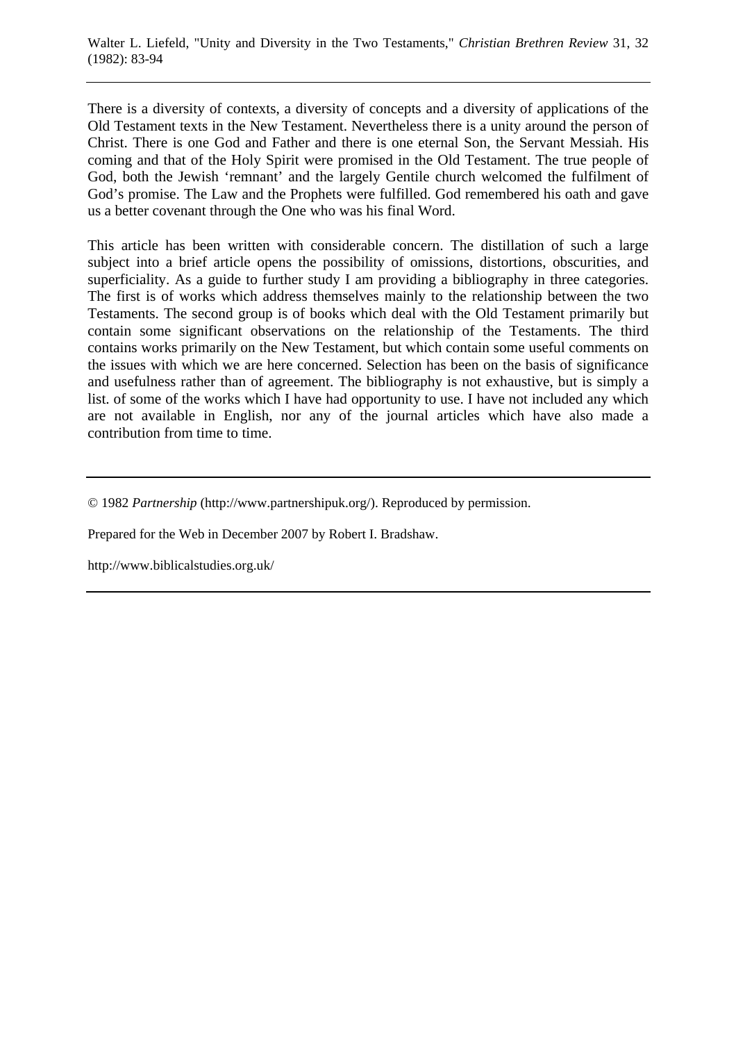There is a diversity of contexts, a diversity of concepts and a diversity of applications of the Old Testament texts in the New Testament. Nevertheless there is a unity around the person of Christ. There is one God and Father and there is one eternal Son, the Servant Messiah. His coming and that of the Holy Spirit were promised in the Old Testament. The true people of God, both the Jewish 'remnant' and the largely Gentile church welcomed the fulfilment of God's promise. The Law and the Prophets were fulfilled. God remembered his oath and gave us a better covenant through the One who was his final Word.

This article has been written with considerable concern. The distillation of such a large subject into a brief article opens the possibility of omissions, distortions, obscurities, and superficiality. As a guide to further study I am providing a bibliography in three categories. The first is of works which address themselves mainly to the relationship between the two Testaments. The second group is of books which deal with the Old Testament primarily but contain some significant observations on the relationship of the Testaments. The third contains works primarily on the New Testament, but which contain some useful comments on the issues with which we are here concerned. Selection has been on the basis of significance and usefulness rather than of agreement. The bibliography is not exhaustive, but is simply a list. of some of the works which I have had opportunity to use. I have not included any which are not available in English, nor any of the journal articles which have also made a contribution from time to time.

---

© 1982 *Partnership* (http://www.partnershipuk.org/). Reproduced by permission.

Prepared for the Web in December 2007 by Robert I. Bradshaw.

http://www.biblicalstudies.org.uk/